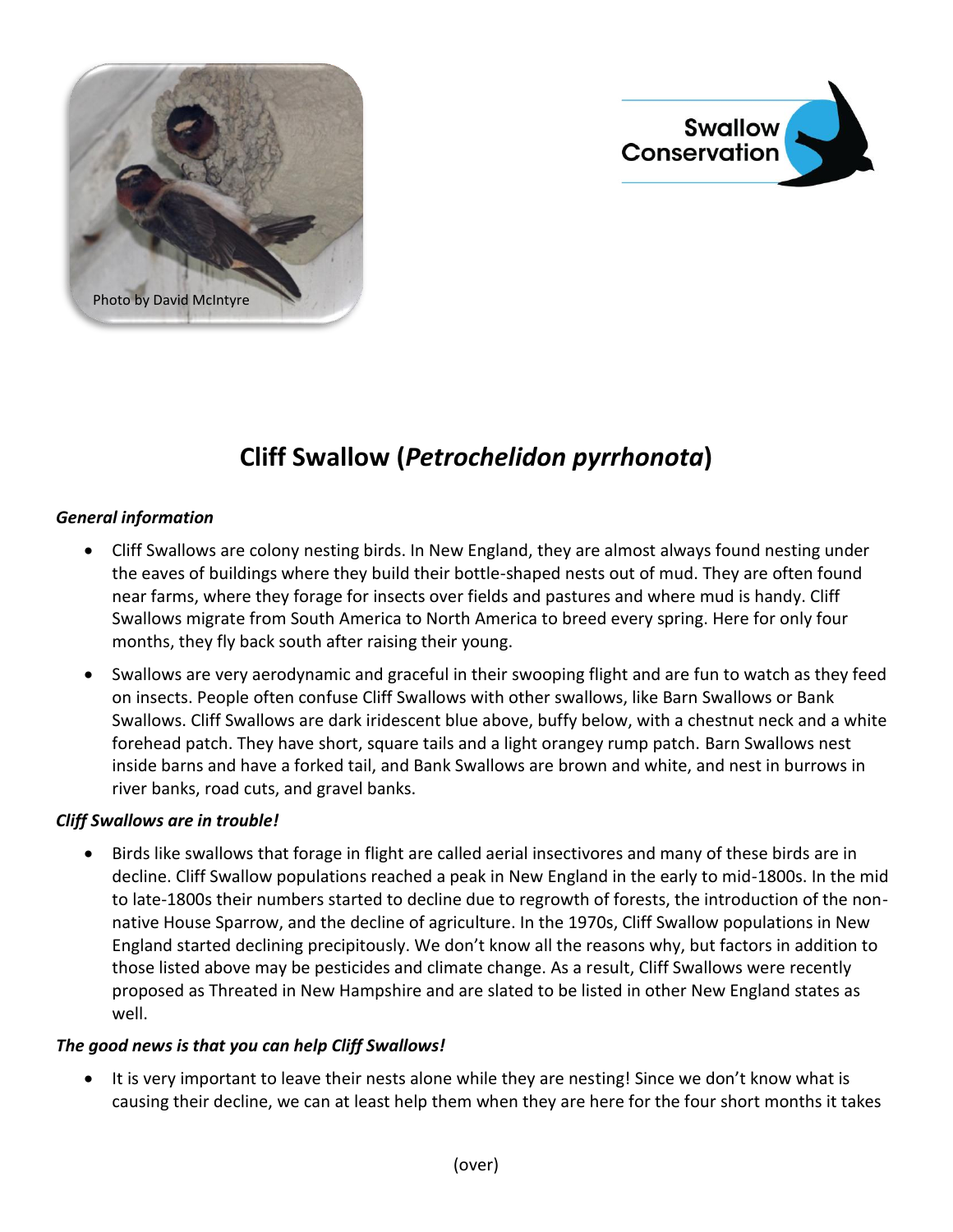Photo by David McIntyre

Swallow Conservation

# Cliff Swallow (*Petrochelidon pyrrhonota*)

***General information***

- Cliff Swallows are colony nesting birds. In New England, they are almost always found nesting under the eaves of buildings where they build their bottle-shaped nests out of mud. They are often found near farms, where they forage for insects over fields and pastures and where mud is handy. Cliff Swallows migrate from South America to North America to breed every spring. Here for only four months, they fly back south after raising their young.
- Swallows are very aerodynamic and graceful in their swooping flight and are fun to watch as they feed on insects. People often confuse Cliff Swallows with other swallows, like Barn Swallows or Bank Swallows. Cliff Swallows are dark iridescent blue above, buffy below, with a chestnut neck and a white forehead patch. They have short, square tails and a light orangey rump patch. Barn Swallows nest inside barns and have a forked tail, and Bank Swallows are brown and white, and nest in burrows in river banks, road cuts, and gravel banks.

***Cliff Swallows are in trouble!***

- Birds like swallows that forage in flight are called aerial insectivores and many of these birds are in decline. Cliff Swallow populations reached a peak in New England in the early to mid-1800s. In the mid to late-1800s their numbers started to decline due to regrowth of forests, the introduction of the non-native House Sparrow, and the decline of agriculture. In the 1970s, Cliff Swallow populations in New England started declining precipitously. We don't know all the reasons why, but factors in addition to those listed above may be pesticides and climate change. As a result, Cliff Swallows were recently proposed as Threatened in New Hampshire and are slated to be listed in other New England states as well.

***The good news is that you can help Cliff Swallows!***

- It is very important to leave their nests alone while they are nesting! Since we don't know what is causing their decline, we can at least help them when they are here for the four short months it takes

(over)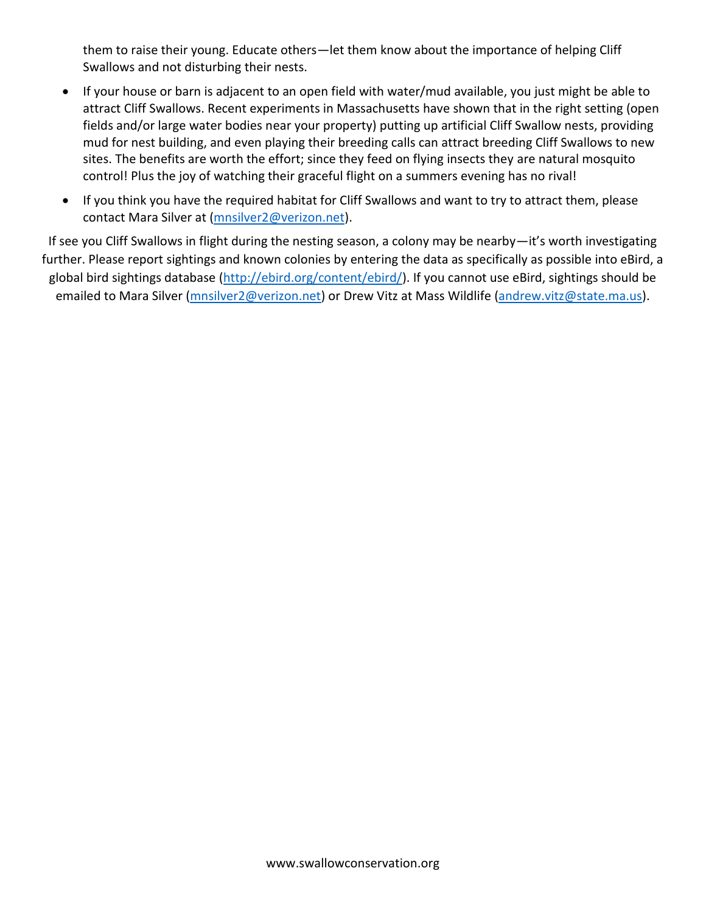them to raise their young. Educate others—let them know about the importance of helping Cliff Swallows and not disturbing their nests.

- If your house or barn is adjacent to an open field with water/mud available, you just might be able to attract Cliff Swallows. Recent experiments in Massachusetts have shown that in the right setting (open fields and/or large water bodies near your property) putting up artificial Cliff Swallow nests, providing mud for nest building, and even playing their breeding calls can attract breeding Cliff Swallows to new sites. The benefits are worth the effort; since they feed on flying insects they are natural mosquito control! Plus the joy of watching their graceful flight on a summers evening has no rival!
- If you think you have the required habitat for Cliff Swallows and want to try to attract them, please contact Mara Silver at (mnsilver2@verizon.net).

If see you Cliff Swallows in flight during the nesting season, a colony may be nearby—it's worth investigating further. Please report sightings and known colonies by entering the data as specifically as possible into eBird, a global bird sightings database (http://ebird.org/content/ebird/). If you cannot use eBird, sightings should be emailed to Mara Silver (mnsilver2@verizon.net) or Drew Vitz at Mass Wildlife (andrew.vitz@state.ma.us).

www.swallowconservation.org